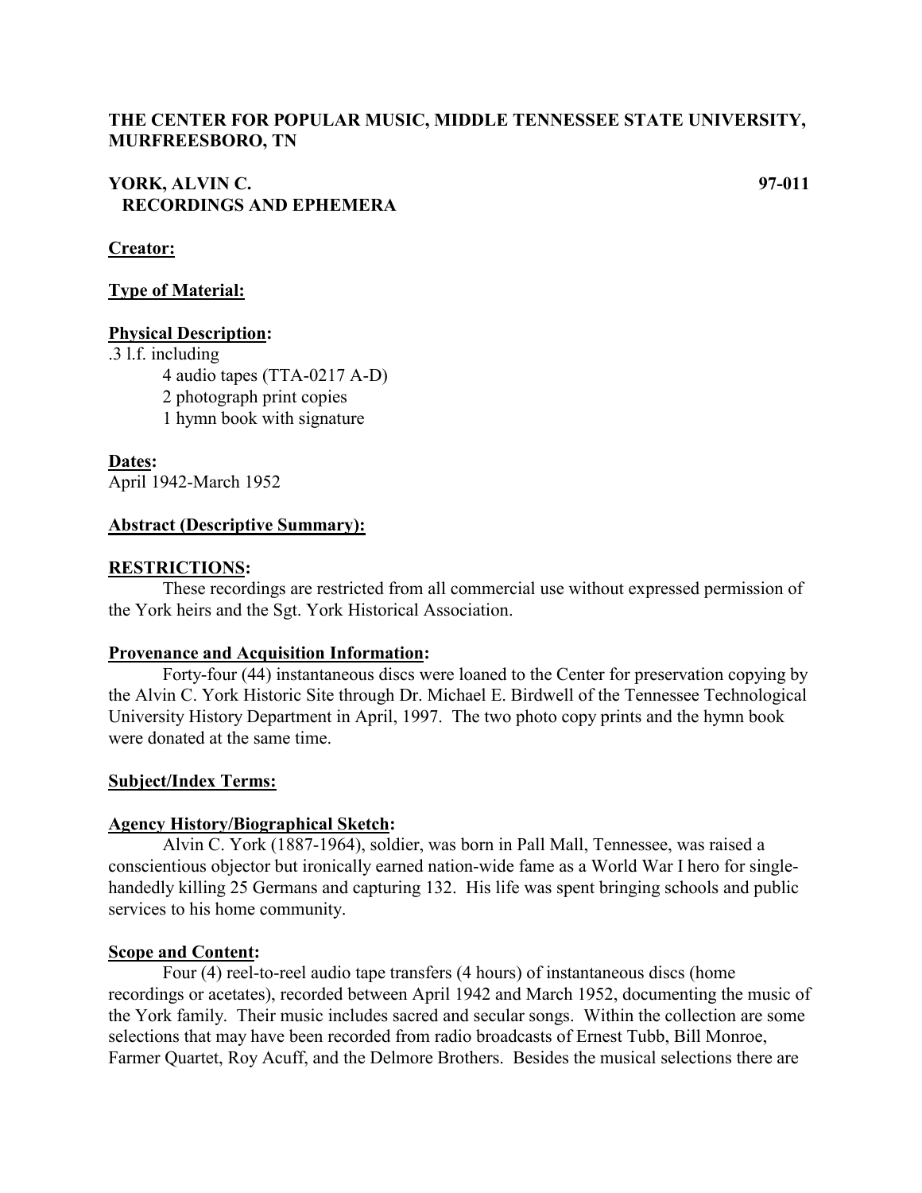**THE CENTER FOR POPULAR MUSIC, MIDDLE TENNESSEE STATE UNIVERSITY, MURFREESBORO, TN**

**YORK, ALVIN C. 97-011**
**RECORDINGS AND EPHEMERA**

**Creator:**

**Type of Material:**

**Physical Description:**
.3 l.f. including
- 4 audio tapes (TTA-0217 A-D)
- 2 photograph print copies
- 1 hymn book with signature

**Dates:**
April 1942-March 1952

**Abstract (Descriptive Summary):**

**RESTRICTIONS:**
These recordings are restricted from all commercial use without expressed permission of the York heirs and the Sgt. York Historical Association.

**Provenance and Acquisition Information:**
Forty-four (44) instantaneous discs were loaned to the Center for preservation copying by the Alvin C. York Historic Site through Dr. Michael E. Birdwell of the Tennessee Technological University History Department in April, 1997. The two photo copy prints and the hymn book were donated at the same time.

**Subject/Index Terms:**

**Agency History/Biographical Sketch:**
Alvin C. York (1887-1964), soldier, was born in Pall Mall, Tennessee, was raised a conscientious objector but ironically earned nation-wide fame as a World War I hero for single-handedly killing 25 Germans and capturing 132. His life was spent bringing schools and public services to his home community.

**Scope and Content:**
Four (4) reel-to-reel audio tape transfers (4 hours) of instantaneous discs (home recordings or acetates), recorded between April 1942 and March 1952, documenting the music of the York family. Their music includes sacred and secular songs. Within the collection are some selections that may have been recorded from radio broadcasts of Ernest Tubb, Bill Monroe, Farmer Quartet, Roy Acuff, and the Delmore Brothers. Besides the musical selections there are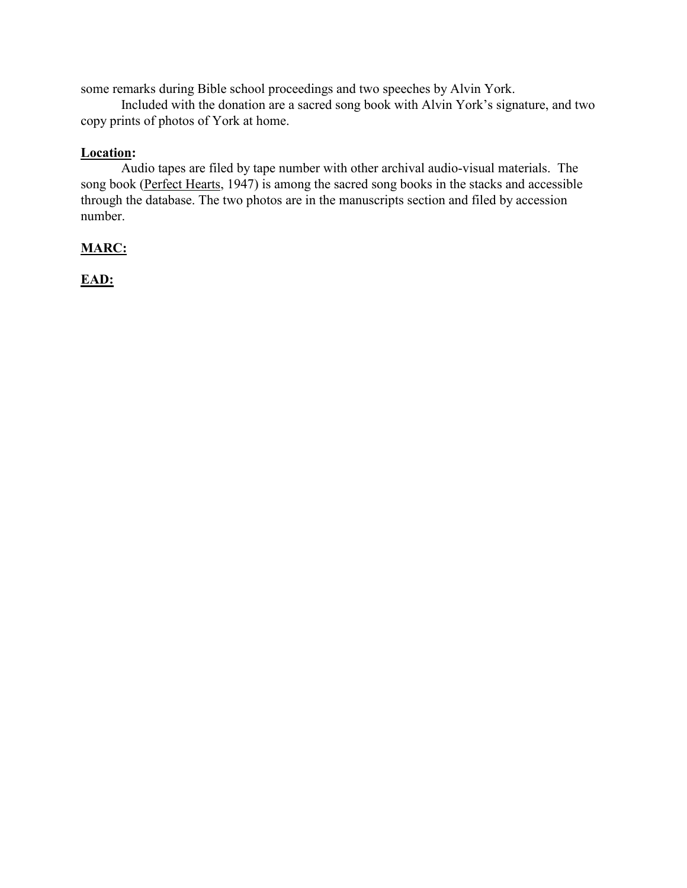some remarks during Bible school proceedings and two speeches by Alvin York.

Included with the donation are a sacred song book with Alvin York's signature, and two copy prints of photos of York at home.

**Location:**

Audio tapes are filed by tape number with other archival audio-visual materials. The song book (Perfect Hearts, 1947) is among the sacred song books in the stacks and accessible through the database. The two photos are in the manuscripts section and filed by accession number.

**MARC:**

**EAD:**